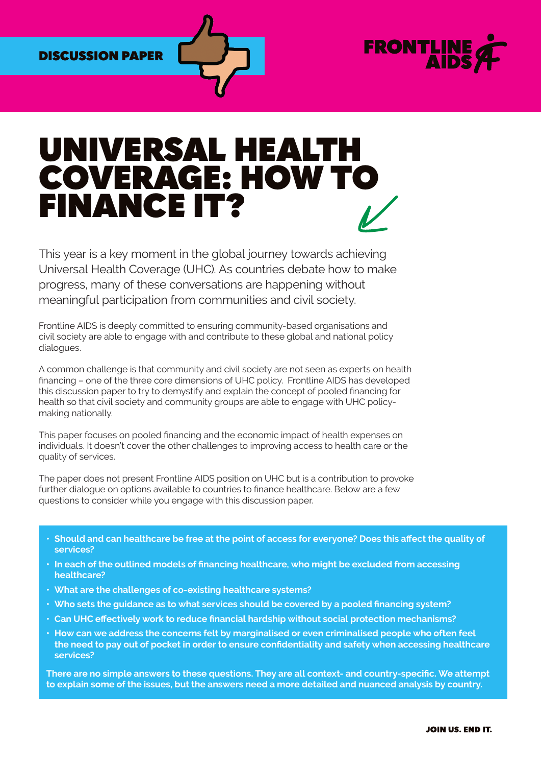DISCUSSION PAPER

FRONTLINE AIDS

# UNIVERSAL HEALTH COVERAGE: HOW TO FINANCE IT?

This year is a key moment in the global journey towards achieving Universal Health Coverage (UHC). As countries debate how to make progress, many of these conversations are happening without meaningful participation from communities and civil society.

Frontline AIDS is deeply committed to ensuring community-based organisations and civil society are able to engage with and contribute to these global and national policy dialogues.

A common challenge is that community and civil society are not seen as experts on health financing – one of the three core dimensions of UHC policy. Frontline AIDS has developed this discussion paper to try to demystify and explain the concept of pooled financing for health so that civil society and community groups are able to engage with UHC policy-making nationally.

This paper focuses on pooled financing and the economic impact of health expenses on individuals. It doesn't cover the other challenges to improving access to health care or the quality of services.

The paper does not present Frontline AIDS position on UHC but is a contribution to provoke further dialogue on options available to countries to finance healthcare. Below are a few questions to consider while you engage with this discussion paper.

- **Should and can healthcare be free at the point of access for everyone? Does this affect the quality of services?**
- **In each of the outlined models of financing healthcare, who might be excluded from accessing healthcare?**
- **What are the challenges of co-existing healthcare systems?**
- **Who sets the guidance as to what services should be covered by a pooled financing system?**
- **Can UHC effectively work to reduce financial hardship without social protection mechanisms?**
- **How can we address the concerns felt by marginalised or even criminalised people who often feel the need to pay out of pocket in order to ensure confidentiality and safety when accessing healthcare services?**

**There are no simple answers to these questions. They are all context- and country-specific. We attempt to explain some of the issues, but the answers need a more detailed and nuanced analysis by country.**

JOIN US. END IT.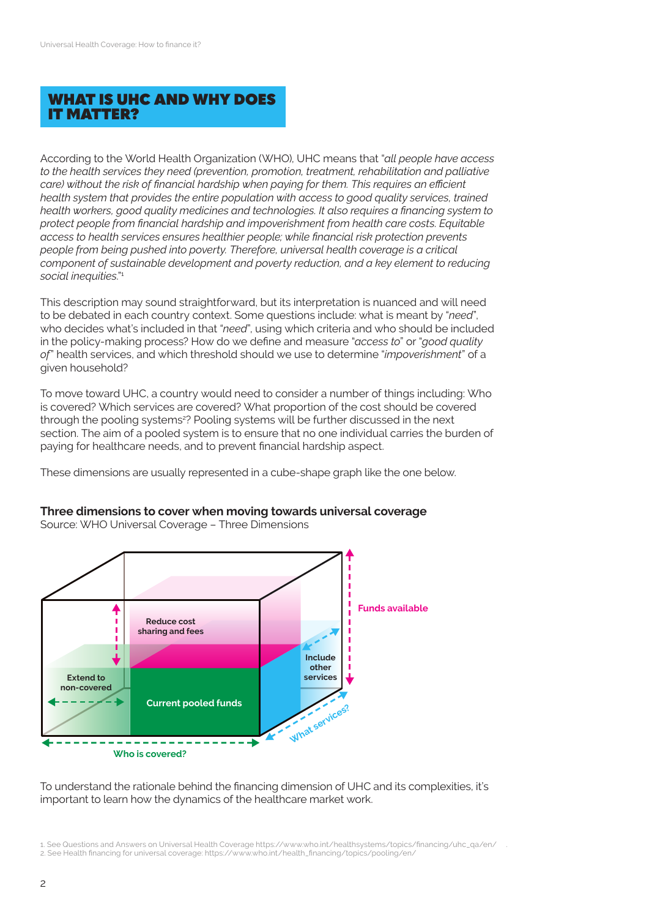## WHAT IS UHC AND WHY DOES IT MATTER?

According to the World Health Organization (WHO), UHC means that "*all people have access to the health services they need (prevention, promotion, treatment, rehabilitation and palliative care) without the risk of financial hardship when paying for them. This requires an efficient health system that provides the entire population with access to good quality services, trained health workers, good quality medicines and technologies. It also requires a financing system to protect people from financial hardship and impoverishment from health care costs. Equitable access to health services ensures healthier people; while financial risk protection prevents people from being pushed into poverty. Therefore, universal health coverage is a critical component of sustainable development and poverty reduction, and a key element to reducing social inequities.*"[1]

This description may sound straightforward, but its interpretation is nuanced and will need to be debated in each country context. Some questions include: what is meant by "*need*", who decides what's included in that "*need*", using which criteria and who should be included in the policy-making process? How do we define and measure "*access to*" or "*good quality of*" health services, and which threshold should we use to determine "*impoverishment*" of a given household?

To move toward UHC, a country would need to consider a number of things including: Who is covered? Which services are covered? What proportion of the cost should be covered through the pooling systems[2]? Pooling systems will be further discussed in the next section. The aim of a pooled system is to ensure that no one individual carries the burden of paying for healthcare needs, and to prevent financial hardship aspect.

These dimensions are usually represented in a cube-shape graph like the one below.

**Three dimensions to cover when moving towards universal coverage**
Source: WHO Universal Coverage – Three Dimensions

Reduce cost sharing and fees | Extend to non-covered | Current pooled funds | Include other services | Funds available | What services? | Who is covered?

To understand the rationale behind the financing dimension of UHC and its complexities, it's important to learn how the dynamics of the healthcare market work.

1. See Questions and Answers on Universal Health Coverage https://www.who.int/healthsystems/topics/financing/uhc_qa/en/ .
2. See Health financing for universal coverage: https://www.who.int/health_financing/topics/pooling/en/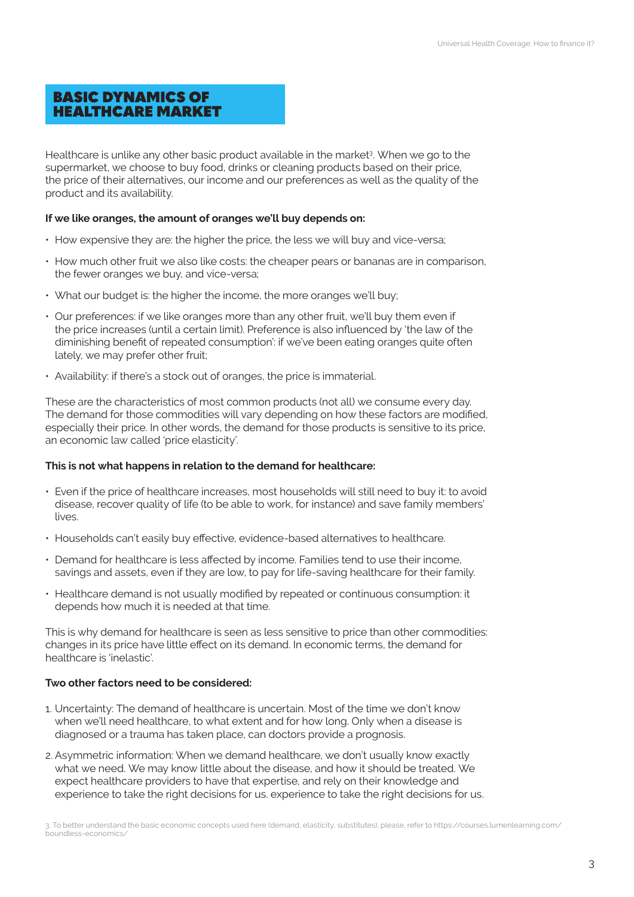## BASIC DYNAMICS OF HEALTHCARE MARKET

Healthcare is unlike any other basic product available in the market[3]. When we go to the supermarket, we choose to buy food, drinks or cleaning products based on their price, the price of their alternatives, our income and our preferences as well as the quality of the product and its availability.

**If we like oranges, the amount of oranges we'll buy depends on:**

- How expensive they are: the higher the price, the less we will buy and vice-versa;
- How much other fruit we also like costs: the cheaper pears or bananas are in comparison, the fewer oranges we buy, and vice-versa;
- What our budget is: the higher the income, the more oranges we'll buy;
- Our preferences: if we like oranges more than any other fruit, we'll buy them even if the price increases (until a certain limit). Preference is also influenced by 'the law of the diminishing benefit of repeated consumption': if we've been eating oranges quite often lately, we may prefer other fruit;
- Availability: if there's a stock out of oranges, the price is immaterial.

These are the characteristics of most common products (not all) we consume every day. The demand for those commodities will vary depending on how these factors are modified, especially their price. In other words, the demand for those products is sensitive to its price, an economic law called 'price elasticity'.

**This is not what happens in relation to the demand for healthcare:**

- Even if the price of healthcare increases, most households will still need to buy it: to avoid disease, recover quality of life (to be able to work, for instance) and save family members' lives.
- Households can't easily buy effective, evidence-based alternatives to healthcare.
- Demand for healthcare is less affected by income. Families tend to use their income, savings and assets, even if they are low, to pay for life-saving healthcare for their family.
- Healthcare demand is not usually modified by repeated or continuous consumption: it depends how much it is needed at that time.

This is why demand for healthcare is seen as less sensitive to price than other commodities: changes in its price have little effect on its demand. In economic terms, the demand for healthcare is 'inelastic'.

**Two other factors need to be considered:**

1. Uncertainty: The demand of healthcare is uncertain. Most of the time we don't know when we'll need healthcare, to what extent and for how long. Only when a disease is diagnosed or a trauma has taken place, can doctors provide a prognosis.
2. Asymmetric information: When we demand healthcare, we don't usually know exactly what we need. We may know little about the disease, and how it should be treated. We expect healthcare providers to have that expertise, and rely on their knowledge and experience to take the right decisions for us. experience to take the right decisions for us.

3. To better understand the basic economic concepts used here (demand, elasticity, substitutes), please, refer to https://courses.lumenlearning.com/boundless-economics/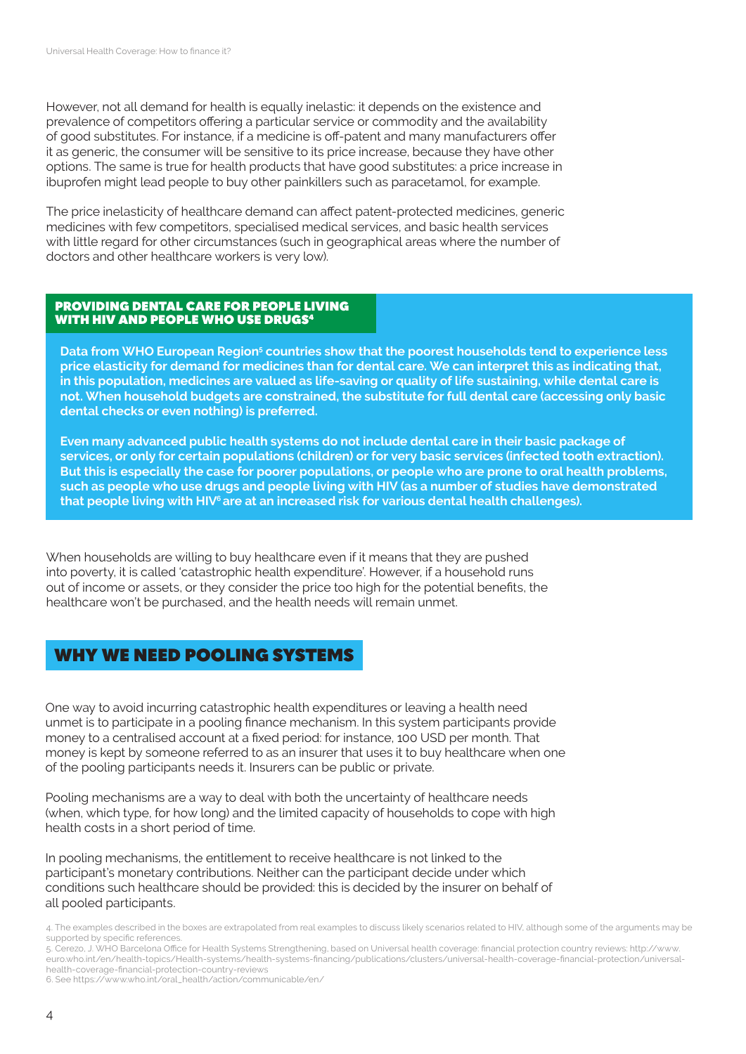However, not all demand for health is equally inelastic: it depends on the existence and prevalence of competitors offering a particular service or commodity and the availability of good substitutes. For instance, if a medicine is off-patent and many manufacturers offer it as generic, the consumer will be sensitive to its price increase, because they have other options. The same is true for health products that have good substitutes: a price increase in ibuprofen might lead people to buy other painkillers such as paracetamol, for example.

The price inelasticity of healthcare demand can affect patent-protected medicines, generic medicines with few competitors, specialised medical services, and basic health services with little regard for other circumstances (such in geographical areas where the number of doctors and other healthcare workers is very low).

### PROVIDING DENTAL CARE FOR PEOPLE LIVING WITH HIV AND PEOPLE WHO USE DRUGS[4]

**Data from WHO European Region[5] countries show that the poorest households tend to experience less price elasticity for demand for medicines than for dental care. We can interpret this as indicating that, in this population, medicines are valued as life-saving or quality of life sustaining, while dental care is not. When household budgets are constrained, the substitute for full dental care (accessing only basic dental checks or even nothing) is preferred.**

**Even many advanced public health systems do not include dental care in their basic package of services, or only for certain populations (children) or for very basic services (infected tooth extraction). But this is especially the case for poorer populations, or people who are prone to oral health problems, such as people who use drugs and people living with HIV (as a number of studies have demonstrated that people living with HIV[6] are at an increased risk for various dental health challenges).**

When households are willing to buy healthcare even if it means that they are pushed into poverty, it is called 'catastrophic health expenditure'. However, if a household runs out of income or assets, or they consider the price too high for the potential benefits, the healthcare won't be purchased, and the health needs will remain unmet.

## WHY WE NEED POOLING SYSTEMS

One way to avoid incurring catastrophic health expenditures or leaving a health need unmet is to participate in a pooling finance mechanism. In this system participants provide money to a centralised account at a fixed period: for instance, 100 USD per month. That money is kept by someone referred to as an insurer that uses it to buy healthcare when one of the pooling participants needs it. Insurers can be public or private.

Pooling mechanisms are a way to deal with both the uncertainty of healthcare needs (when, which type, for how long) and the limited capacity of households to cope with high health costs in a short period of time.

In pooling mechanisms, the entitlement to receive healthcare is not linked to the participant's monetary contributions. Neither can the participant decide under which conditions such healthcare should be provided: this is decided by the insurer on behalf of all pooled participants.

4. The examples described in the boxes are extrapolated from real examples to discuss likely scenarios related to HIV, although some of the arguments may be supported by specific references.
5. Cerezo, J. WHO Barcelona Office for Health Systems Strengthening, based on Universal health coverage: financial protection country reviews: http://www.euro.who.int/en/health-topics/Health-systems/health-systems-financing/publications/clusters/universal-health-coverage-financial-protection/universal-health-coverage-financial-protection-country-reviews
6. See https://www.who.int/oral_health/action/communicable/en/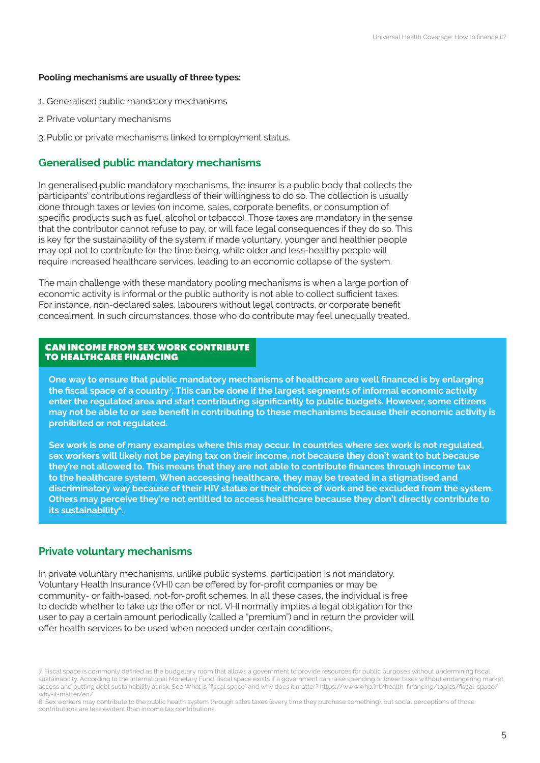**Pooling mechanisms are usually of three types:**

1. Generalised public mandatory mechanisms
2. Private voluntary mechanisms
3. Public or private mechanisms linked to employment status.

## Generalised public mandatory mechanisms

In generalised public mandatory mechanisms, the insurer is a public body that collects the participants' contributions regardless of their willingness to do so. The collection is usually done through taxes or levies (on income, sales, corporate benefits, or consumption of specific products such as fuel, alcohol or tobacco). Those taxes are mandatory in the sense that the contributor cannot refuse to pay, or will face legal consequences if they do so. This is key for the sustainability of the system: if made voluntary, younger and healthier people may opt not to contribute for the time being, while older and less-healthy people will require increased healthcare services, leading to an economic collapse of the system.

The main challenge with these mandatory pooling mechanisms is when a large portion of economic activity is informal or the public authority is not able to collect sufficient taxes. For instance, non-declared sales, labourers without legal contracts, or corporate benefit concealment. In such circumstances, those who do contribute may feel unequally treated.

### CAN INCOME FROM SEX WORK CONTRIBUTE TO HEALTHCARE FINANCING

**One way to ensure that public mandatory mechanisms of healthcare are well financed is by enlarging the fiscal space of a country[7]. This can be done if the largest segments of informal economic activity enter the regulated area and start contributing significantly to public budgets. However, some citizens may not be able to or see benefit in contributing to these mechanisms because their economic activity is prohibited or not regulated.**

**Sex work is one of many examples where this may occur. In countries where sex work is not regulated, sex workers will likely not be paying tax on their income, not because they don't want to but because they're not allowed to. This means that they are not able to contribute finances through income tax to the healthcare system. When accessing healthcare, they may be treated in a stigmatised and discriminatory way because of their HIV status or their choice of work and be excluded from the system. Others may perceive they're not entitled to access healthcare because they don't directly contribute to its sustainability[8].**

## Private voluntary mechanisms

In private voluntary mechanisms, unlike public systems, participation is not mandatory. Voluntary Health Insurance (VHI) can be offered by for-profit companies or may be community- or faith-based, not-for-profit schemes. In all these cases, the individual is free to decide whether to take up the offer or not. VHI normally implies a legal obligation for the user to pay a certain amount periodically (called a "premium") and in return the provider will offer health services to be used when needed under certain conditions.

7. Fiscal space is commonly defined as the budgetary room that allows a government to provide resources for public purposes without undermining fiscal sustainability. According to the International Monetary Fund, fiscal space exists if a government can raise spending or lower taxes without endangering market access and putting debt sustainability at risk. See What is "fiscal space" and why does it matter? https://www.who.int/health_financing/topics/fiscal-space/why-it-matter/en/

8. Sex workers may contribute to the public health system through sales taxes (every time they purchase something), but social perceptions of those contributions are less evident than income tax contributions.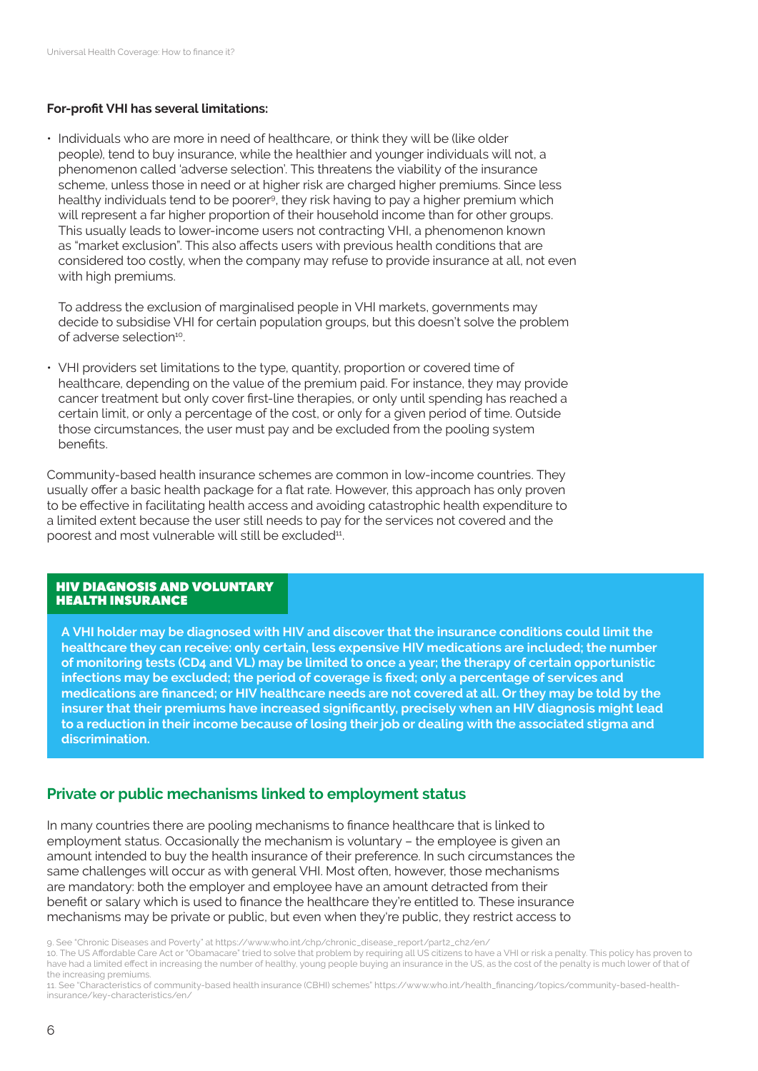**For-profit VHI has several limitations:**

- Individuals who are more in need of healthcare, or think they will be (like older people), tend to buy insurance, while the healthier and younger individuals will not, a phenomenon called 'adverse selection'. This threatens the viability of the insurance scheme, unless those in need or at higher risk are charged higher premiums. Since less healthy individuals tend to be poorer[9], they risk having to pay a higher premium which will represent a far higher proportion of their household income than for other groups. This usually leads to lower-income users not contracting VHI, a phenomenon known as "market exclusion". This also affects users with previous health conditions that are considered too costly, when the company may refuse to provide insurance at all, not even with high premiums.

  To address the exclusion of marginalised people in VHI markets, governments may decide to subsidise VHI for certain population groups, but this doesn't solve the problem of adverse selection[10].

- VHI providers set limitations to the type, quantity, proportion or covered time of healthcare, depending on the value of the premium paid. For instance, they may provide cancer treatment but only cover first-line therapies, or only until spending has reached a certain limit, or only a percentage of the cost, or only for a given period of time. Outside those circumstances, the user must pay and be excluded from the pooling system benefits.

Community-based health insurance schemes are common in low-income countries. They usually offer a basic health package for a flat rate. However, this approach has only proven to be effective in facilitating health access and avoiding catastrophic health expenditure to a limited extent because the user still needs to pay for the services not covered and the poorest and most vulnerable will still be excluded[11].

### HIV DIAGNOSIS AND VOLUNTARY HEALTH INSURANCE

**A VHI holder may be diagnosed with HIV and discover that the insurance conditions could limit the healthcare they can receive: only certain, less expensive HIV medications are included; the number of monitoring tests (CD4 and VL) may be limited to once a year; the therapy of certain opportunistic infections may be excluded; the period of coverage is fixed; only a percentage of services and medications are financed; or HIV healthcare needs are not covered at all. Or they may be told by the insurer that their premiums have increased significantly, precisely when an HIV diagnosis might lead to a reduction in their income because of losing their job or dealing with the associated stigma and discrimination.**

## Private or public mechanisms linked to employment status

In many countries there are pooling mechanisms to finance healthcare that is linked to employment status. Occasionally the mechanism is voluntary – the employee is given an amount intended to buy the health insurance of their preference. In such circumstances the same challenges will occur as with general VHI. Most often, however, those mechanisms are mandatory: both the employer and employee have an amount detracted from their benefit or salary which is used to finance the healthcare they're entitled to. These insurance mechanisms may be private or public, but even when they're public, they restrict access to

9. See "Chronic Diseases and Poverty" at https://www.who.int/chp/chronic_disease_report/part2_ch2/en/
10. The US Affordable Care Act or "Obamacare" tried to solve that problem by requiring all US citizens to have a VHI or risk a penalty. This policy has proven to have had a limited effect in increasing the number of healthy, young people buying an insurance in the US, as the cost of the penalty is much lower of that of the increasing premiums.
11. See "Characteristics of community-based health insurance (CBHI) schemes" https://www.who.int/health_financing/topics/community-based-health-insurance/key-characteristics/en/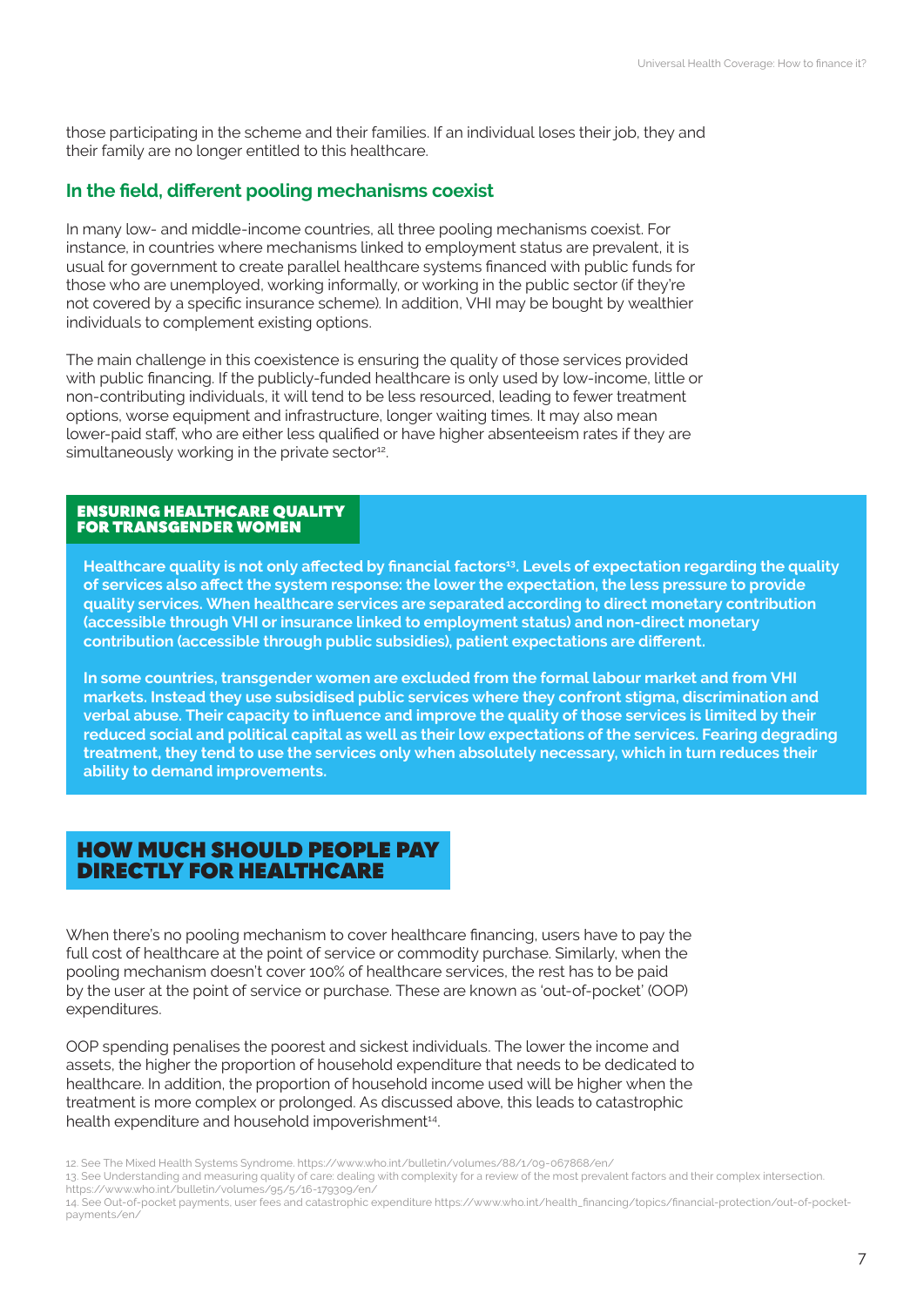those participating in the scheme and their families. If an individual loses their job, they and their family are no longer entitled to this healthcare.

### In the field, different pooling mechanisms coexist

In many low- and middle-income countries, all three pooling mechanisms coexist. For instance, in countries where mechanisms linked to employment status are prevalent, it is usual for government to create parallel healthcare systems financed with public funds for those who are unemployed, working informally, or working in the public sector (if they're not covered by a specific insurance scheme). In addition, VHI may be bought by wealthier individuals to complement existing options.

The main challenge in this coexistence is ensuring the quality of those services provided with public financing. If the publicly-funded healthcare is only used by low-income, little or non-contributing individuals, it will tend to be less resourced, leading to fewer treatment options, worse equipment and infrastructure, longer waiting times. It may also mean lower-paid staff, who are either less qualified or have higher absenteeism rates if they are simultaneously working in the private sector[12].

### ENSURING HEALTHCARE QUALITY FOR TRANSGENDER WOMEN

**Healthcare quality is not only affected by financial factors[13]. Levels of expectation regarding the quality of services also affect the system response: the lower the expectation, the less pressure to provide quality services. When healthcare services are separated according to direct monetary contribution (accessible through VHI or insurance linked to employment status) and non-direct monetary contribution (accessible through public subsidies), patient expectations are different.**

**In some countries, transgender women are excluded from the formal labour market and from VHI markets. Instead they use subsidised public services where they confront stigma, discrimination and verbal abuse. Their capacity to influence and improve the quality of those services is limited by their reduced social and political capital as well as their low expectations of the services. Fearing degrading treatment, they tend to use the services only when absolutely necessary, which in turn reduces their ability to demand improvements.**

## HOW MUCH SHOULD PEOPLE PAY DIRECTLY FOR HEALTHCARE

When there's no pooling mechanism to cover healthcare financing, users have to pay the full cost of healthcare at the point of service or commodity purchase. Similarly, when the pooling mechanism doesn't cover 100% of healthcare services, the rest has to be paid by the user at the point of service or purchase. These are known as 'out-of-pocket' (OOP) expenditures.

OOP spending penalises the poorest and sickest individuals. The lower the income and assets, the higher the proportion of household expenditure that needs to be dedicated to healthcare. In addition, the proportion of household income used will be higher when the treatment is more complex or prolonged. As discussed above, this leads to catastrophic health expenditure and household impoverishment[14].

12. See The Mixed Health Systems Syndrome. https://www.who.int/bulletin/volumes/88/1/09-067868/en/
13. See Understanding and measuring quality of care: dealing with complexity for a review of the most prevalent factors and their complex intersection. https://www.who.int/bulletin/volumes/95/5/16-179309/en/
14. See Out-of-pocket payments, user fees and catastrophic expenditure https://www.who.int/health_financing/topics/financial-protection/out-of-pocket-payments/en/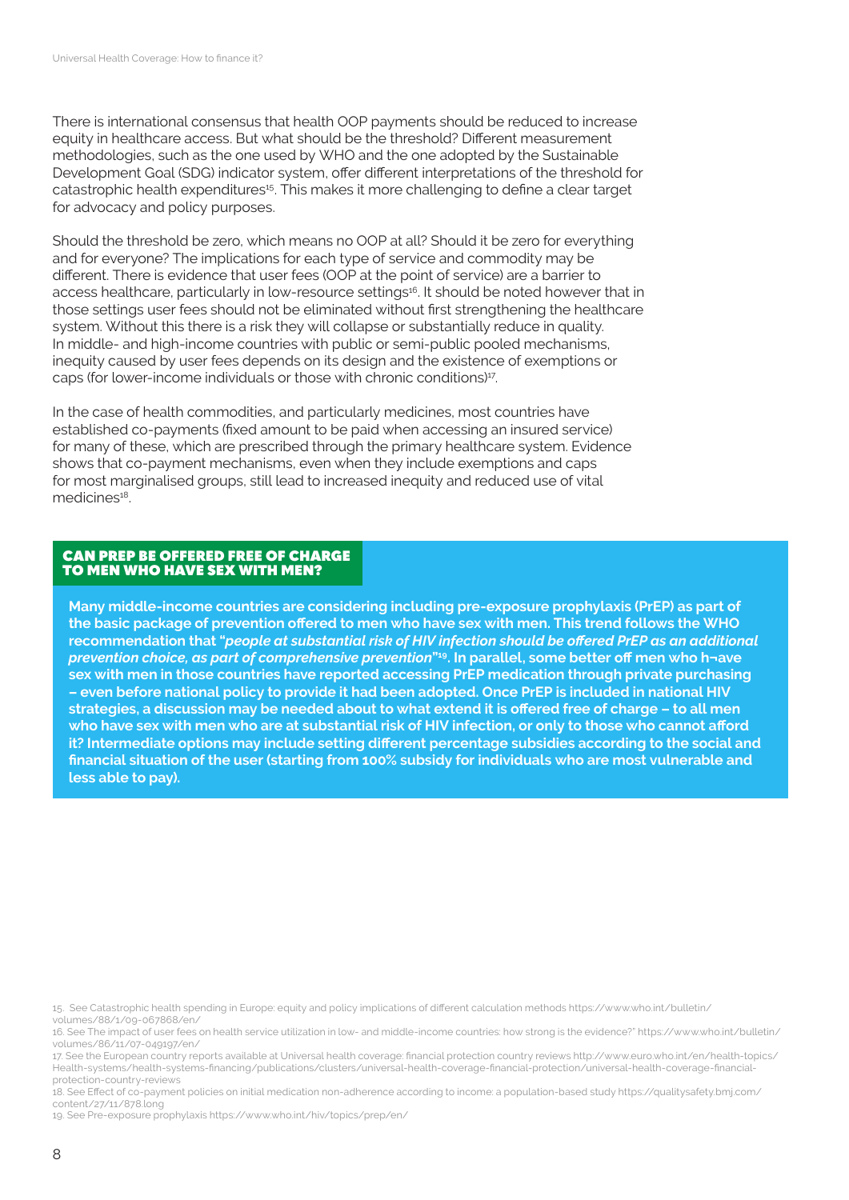There is international consensus that health OOP payments should be reduced to increase equity in healthcare access. But what should be the threshold? Different measurement methodologies, such as the one used by WHO and the one adopted by the Sustainable Development Goal (SDG) indicator system, offer different interpretations of the threshold for catastrophic health expenditures[15]. This makes it more challenging to define a clear target for advocacy and policy purposes.

Should the threshold be zero, which means no OOP at all? Should it be zero for everything and for everyone? The implications for each type of service and commodity may be different. There is evidence that user fees (OOP at the point of service) are a barrier to access healthcare, particularly in low-resource settings[16]. It should be noted however that in those settings user fees should not be eliminated without first strengthening the healthcare system. Without this there is a risk they will collapse or substantially reduce in quality. In middle- and high-income countries with public or semi-public pooled mechanisms, inequity caused by user fees depends on its design and the existence of exemptions or caps (for lower-income individuals or those with chronic conditions)[17].

In the case of health commodities, and particularly medicines, most countries have established co-payments (fixed amount to be paid when accessing an insured service) for many of these, which are prescribed through the primary healthcare system. Evidence shows that co-payment mechanisms, even when they include exemptions and caps for most marginalised groups, still lead to increased inequity and reduced use of vital medicines[18].

### CAN PREP BE OFFERED FREE OF CHARGE TO MEN WHO HAVE SEX WITH MEN?

**Many middle-income countries are considering including pre-exposure prophylaxis (PrEP) as part of the basic package of prevention offered to men who have sex with men. This trend follows the WHO recommendation that "*people at substantial risk of HIV infection should be offered PrEP as an additional prevention choice, as part of comprehensive prevention*"[19]. In parallel, some better off men who h¬ave sex with men in those countries have reported accessing PrEP medication through private purchasing – even before national policy to provide it had been adopted. Once PrEP is included in national HIV strategies, a discussion may be needed about to what extend it is offered free of charge – to all men who have sex with men who are at substantial risk of HIV infection, or only to those who cannot afford it? Intermediate options may include setting different percentage subsidies according to the social and financial situation of the user (starting from 100% subsidy for individuals who are most vulnerable and less able to pay).**

15. See Catastrophic health spending in Europe: equity and policy implications of different calculation methods https://www.who.int/bulletin/volumes/88/1/09-067868/en/

16. See The impact of user fees on health service utilization in low- and middle-income countries: how strong is the evidence?" https://www.who.int/bulletin/volumes/86/11/07-049197/en/

17. See the European country reports available at Universal health coverage: financial protection country reviews http://www.euro.who.int/en/health-topics/Health-systems/health-systems-financing/publications/clusters/universal-health-coverage-financial-protection/universal-health-coverage-financial-protection-country-reviews

18. See Effect of co-payment policies on initial medication non-adherence according to income: a population-based study https://qualitysafety.bmj.com/content/27/11/878.long

19. See Pre-exposure prophylaxis https://www.who.int/hiv/topics/prep/en/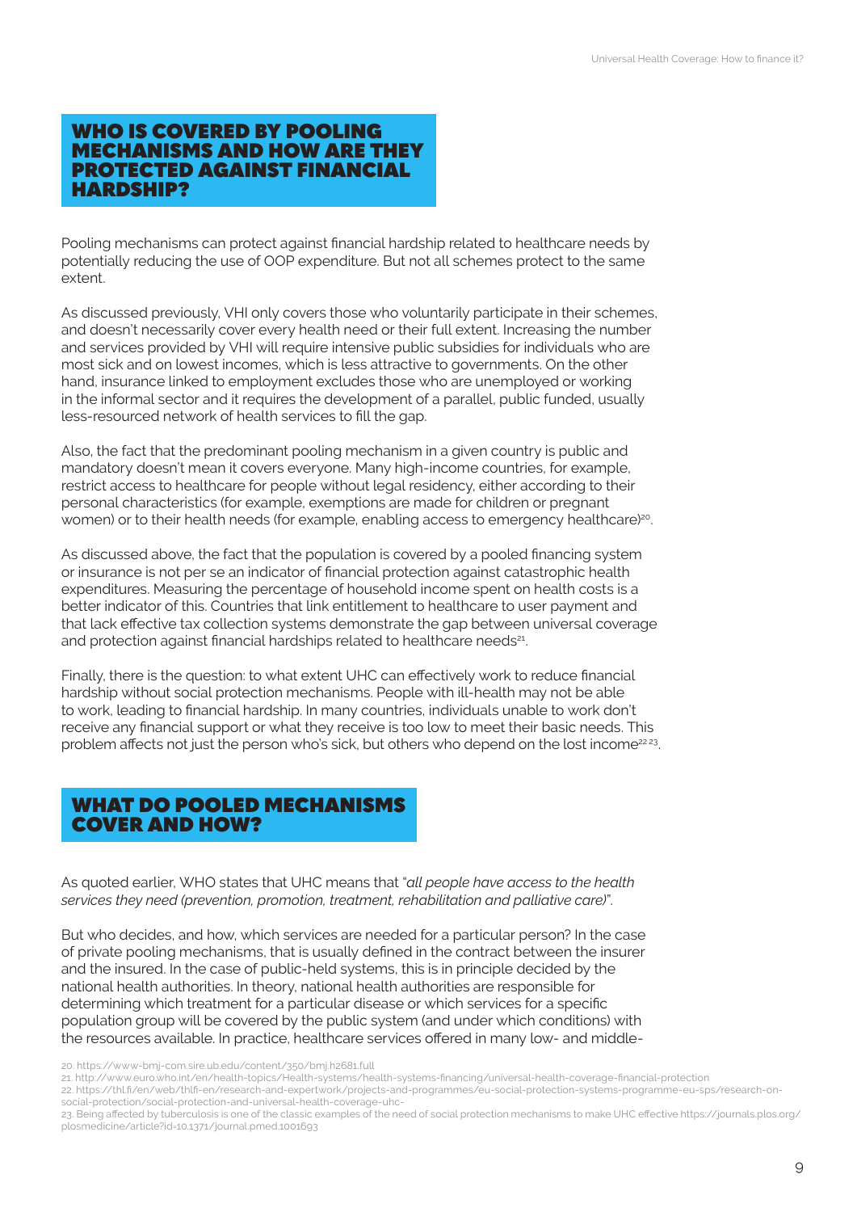## WHO IS COVERED BY POOLING MECHANISMS AND HOW ARE THEY PROTECTED AGAINST FINANCIAL HARDSHIP?

Pooling mechanisms can protect against financial hardship related to healthcare needs by potentially reducing the use of OOP expenditure. But not all schemes protect to the same extent.

As discussed previously, VHI only covers those who voluntarily participate in their schemes, and doesn't necessarily cover every health need or their full extent. Increasing the number and services provided by VHI will require intensive public subsidies for individuals who are most sick and on lowest incomes, which is less attractive to governments. On the other hand, insurance linked to employment excludes those who are unemployed or working in the informal sector and it requires the development of a parallel, public funded, usually less-resourced network of health services to fill the gap.

Also, the fact that the predominant pooling mechanism in a given country is public and mandatory doesn't mean it covers everyone. Many high-income countries, for example, restrict access to healthcare for people without legal residency, either according to their personal characteristics (for example, exemptions are made for children or pregnant women) or to their health needs (for example, enabling access to emergency healthcare)[20].

As discussed above, the fact that the population is covered by a pooled financing system or insurance is not per se an indicator of financial protection against catastrophic health expenditures. Measuring the percentage of household income spent on health costs is a better indicator of this. Countries that link entitlement to healthcare to user payment and that lack effective tax collection systems demonstrate the gap between universal coverage and protection against financial hardships related to healthcare needs[21].

Finally, there is the question: to what extent UHC can effectively work to reduce financial hardship without social protection mechanisms. People with ill-health may not be able to work, leading to financial hardship. In many countries, individuals unable to work don't receive any financial support or what they receive is too low to meet their basic needs. This problem affects not just the person who's sick, but others who depend on the lost income[22,23].

## WHAT DO POOLED MECHANISMS COVER AND HOW?

As quoted earlier, WHO states that UHC means that "*all people have access to the health services they need (prevention, promotion, treatment, rehabilitation and palliative care)*".

But who decides, and how, which services are needed for a particular person? In the case of private pooling mechanisms, that is usually defined in the contract between the insurer and the insured. In the case of public-held systems, this is in principle decided by the national health authorities. In theory, national health authorities are responsible for determining which treatment for a particular disease or which services for a specific population group will be covered by the public system (and under which conditions) with the resources available. In practice, healthcare services offered in many low- and middle-

20. https://www-bmj-com.sire.ub.edu/content/350/bmj.h2681.full

21. http://www.euro.who.int/en/health-topics/Health-systems/health-systems-financing/universal-health-coverage-financial-protection

22. https://thl.fi/en/web/thlfi-en/research-and-expertwork/projects-and-programmes/eu-social-protection-systems-programme-eu-sps/research-on-social-protection/social-protection-and-universal-health-coverage-uhc-

23. Being affected by tuberculosis is one of the classic examples of the need of social protection mechanisms to make UHC effective https://journals.plos.org/plosmedicine/article?id=10.1371/journal.pmed.1001693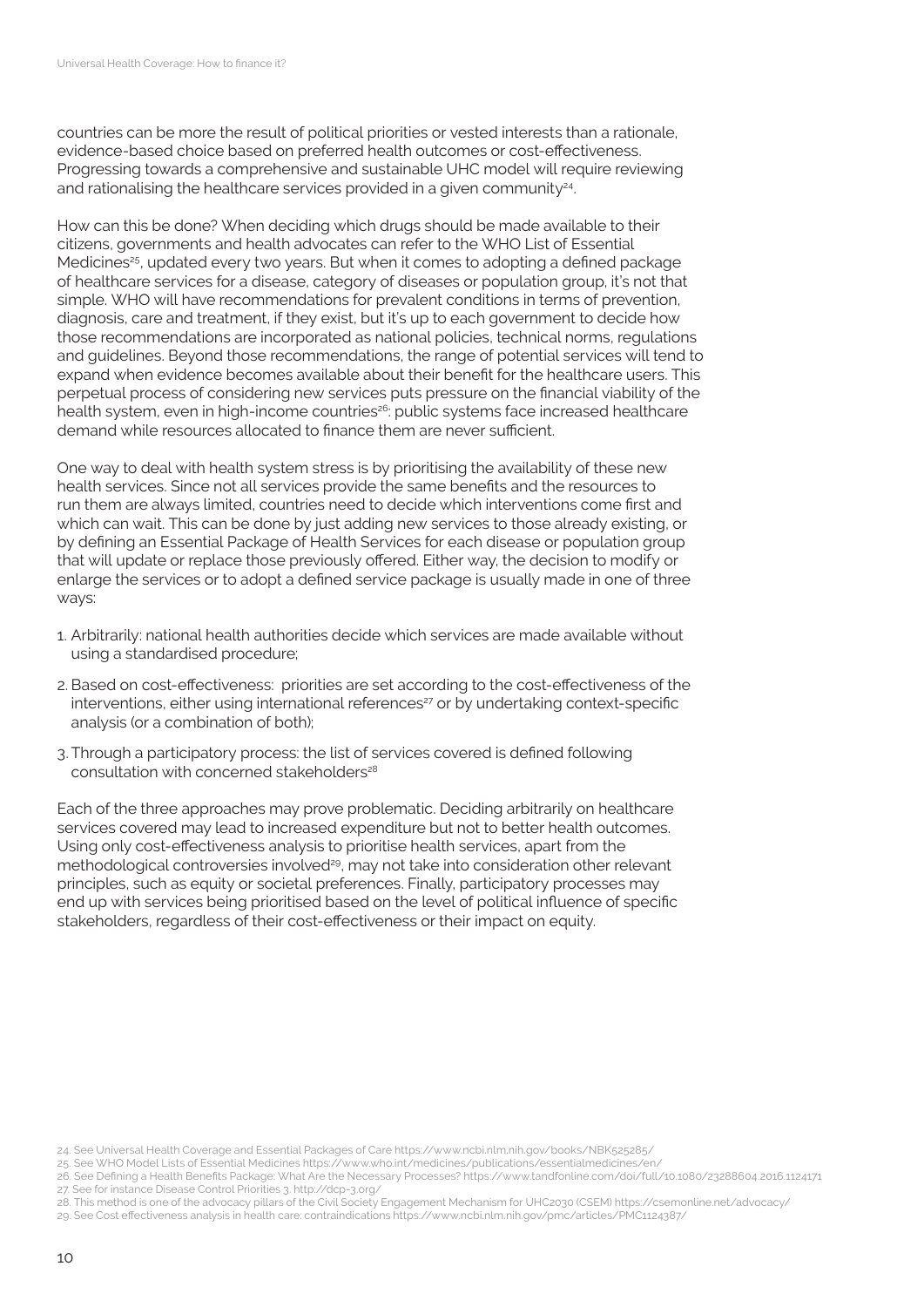countries can be more the result of political priorities or vested interests than a rationale, evidence-based choice based on preferred health outcomes or cost-effectiveness. Progressing towards a comprehensive and sustainable UHC model will require reviewing and rationalising the healthcare services provided in a given community[24].

How can this be done? When deciding which drugs should be made available to their citizens, governments and health advocates can refer to the WHO List of Essential Medicines[25], updated every two years. But when it comes to adopting a defined package of healthcare services for a disease, category of diseases or population group, it's not that simple. WHO will have recommendations for prevalent conditions in terms of prevention, diagnosis, care and treatment, if they exist, but it's up to each government to decide how those recommendations are incorporated as national policies, technical norms, regulations and guidelines. Beyond those recommendations, the range of potential services will tend to expand when evidence becomes available about their benefit for the healthcare users. This perpetual process of considering new services puts pressure on the financial viability of the health system, even in high-income countries[26]: public systems face increased healthcare demand while resources allocated to finance them are never sufficient.

One way to deal with health system stress is by prioritising the availability of these new health services. Since not all services provide the same benefits and the resources to run them are always limited, countries need to decide which interventions come first and which can wait. This can be done by just adding new services to those already existing, or by defining an Essential Package of Health Services for each disease or population group that will update or replace those previously offered. Either way, the decision to modify or enlarge the services or to adopt a defined service package is usually made in one of three ways:

1. Arbitrarily: national health authorities decide which services are made available without using a standardised procedure;
2. Based on cost-effectiveness: priorities are set according to the cost-effectiveness of the interventions, either using international references[27] or by undertaking context-specific analysis (or a combination of both);
3. Through a participatory process: the list of services covered is defined following consultation with concerned stakeholders[28]

Each of the three approaches may prove problematic. Deciding arbitrarily on healthcare services covered may lead to increased expenditure but not to better health outcomes. Using only cost-effectiveness analysis to prioritise health services, apart from the methodological controversies involved[29], may not take into consideration other relevant principles, such as equity or societal preferences. Finally, participatory processes may end up with services being prioritised based on the level of political influence of specific stakeholders, regardless of their cost-effectiveness or their impact on equity.

24. See Universal Health Coverage and Essential Packages of Care https://www.ncbi.nlm.nih.gov/books/NBK525285/
25. See WHO Model Lists of Essential Medicines https://www.who.int/medicines/publications/essentialmedicines/en/
26. See Defining a Health Benefits Package: What Are the Necessary Processes? https://www.tandfonline.com/doi/full/10.1080/23288604.2016.1124171
27. See for instance Disease Control Priorities 3. http://dcp-3.org/
28. This method is one of the advocacy pillars of the Civil Society Engagement Mechanism for UHC2030 (CSEM) https://csemonline.net/advocacy/
29. See Cost effectiveness analysis in health care: contraindications https://www.ncbi.nlm.nih.gov/pmc/articles/PMC1124387/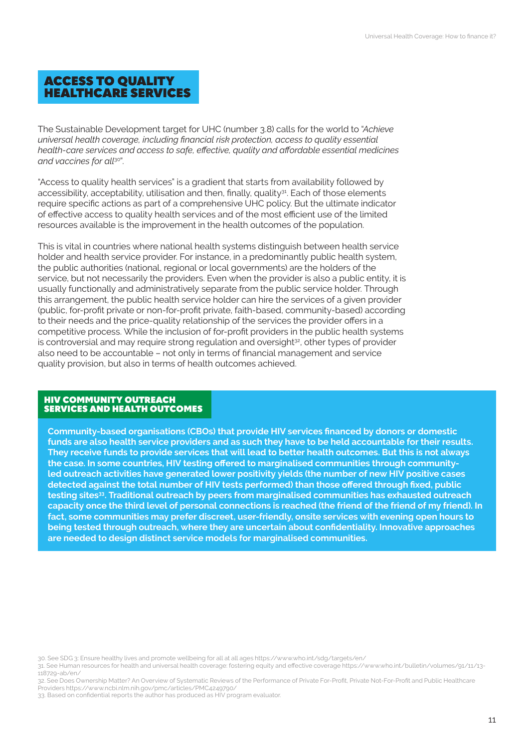## ACCESS TO QUALITY HEALTHCARE SERVICES

The Sustainable Development target for UHC (number 3.8) calls for the world to *"Achieve universal health coverage, including financial risk protection, access to quality essential health-care services and access to safe, effective, quality and affordable essential medicines and vaccines for all*[30]".

"Access to quality health services" is a gradient that starts from availability followed by accessibility, acceptability, utilisation and then, finally, quality[31]. Each of those elements require specific actions as part of a comprehensive UHC policy. But the ultimate indicator of effective access to quality health services and of the most efficient use of the limited resources available is the improvement in the health outcomes of the population.

This is vital in countries where national health systems distinguish between health service holder and health service provider. For instance, in a predominantly public health system, the public authorities (national, regional or local governments) are the holders of the service, but not necessarily the providers. Even when the provider is also a public entity, it is usually functionally and administratively separate from the public service holder. Through this arrangement, the public health service holder can hire the services of a given provider (public, for-profit private or non-for-profit private, faith-based, community-based) according to their needs and the price-quality relationship of the services the provider offers in a competitive process. While the inclusion of for-profit providers in the public health systems is controversial and may require strong regulation and oversight[32], other types of provider also need to be accountable – not only in terms of financial management and service quality provision, but also in terms of health outcomes achieved.

### HIV COMMUNITY OUTREACH SERVICES AND HEALTH OUTCOMES

**Community-based organisations (CBOs) that provide HIV services financed by donors or domestic funds are also health service providers and as such they have to be held accountable for their results. They receive funds to provide services that will lead to better health outcomes. But this is not always the case. In some countries, HIV testing offered to marginalised communities through community-led outreach activities have generated lower positivity yields (the number of new HIV positive cases detected against the total number of HIV tests performed) than those offered through fixed, public testing sites[33]. Traditional outreach by peers from marginalised communities has exhausted outreach capacity once the third level of personal connections is reached (the friend of the friend of my friend). In fact, some communities may prefer discreet, user-friendly, onsite services with evening open hours to being tested through outreach, where they are uncertain about confidentiality. Innovative approaches are needed to design distinct service models for marginalised communities.**

30. See SDG 3: Ensure healthy lives and promote wellbeing for all at all ages https://www.who.int/sdg/targets/en/
31. See Human resources for health and universal health coverage: fostering equity and effective coverage https://www.who.int/bulletin/volumes/91/11/13-118729-ab/en/
32. See Does Ownership Matter? An Overview of Systematic Reviews of the Performance of Private For-Profit, Private Not-For-Profit and Public Healthcare Providers https://www.ncbi.nlm.nih.gov/pmc/articles/PMC4249790/
33. Based on confidential reports the author has produced as HIV program evaluator.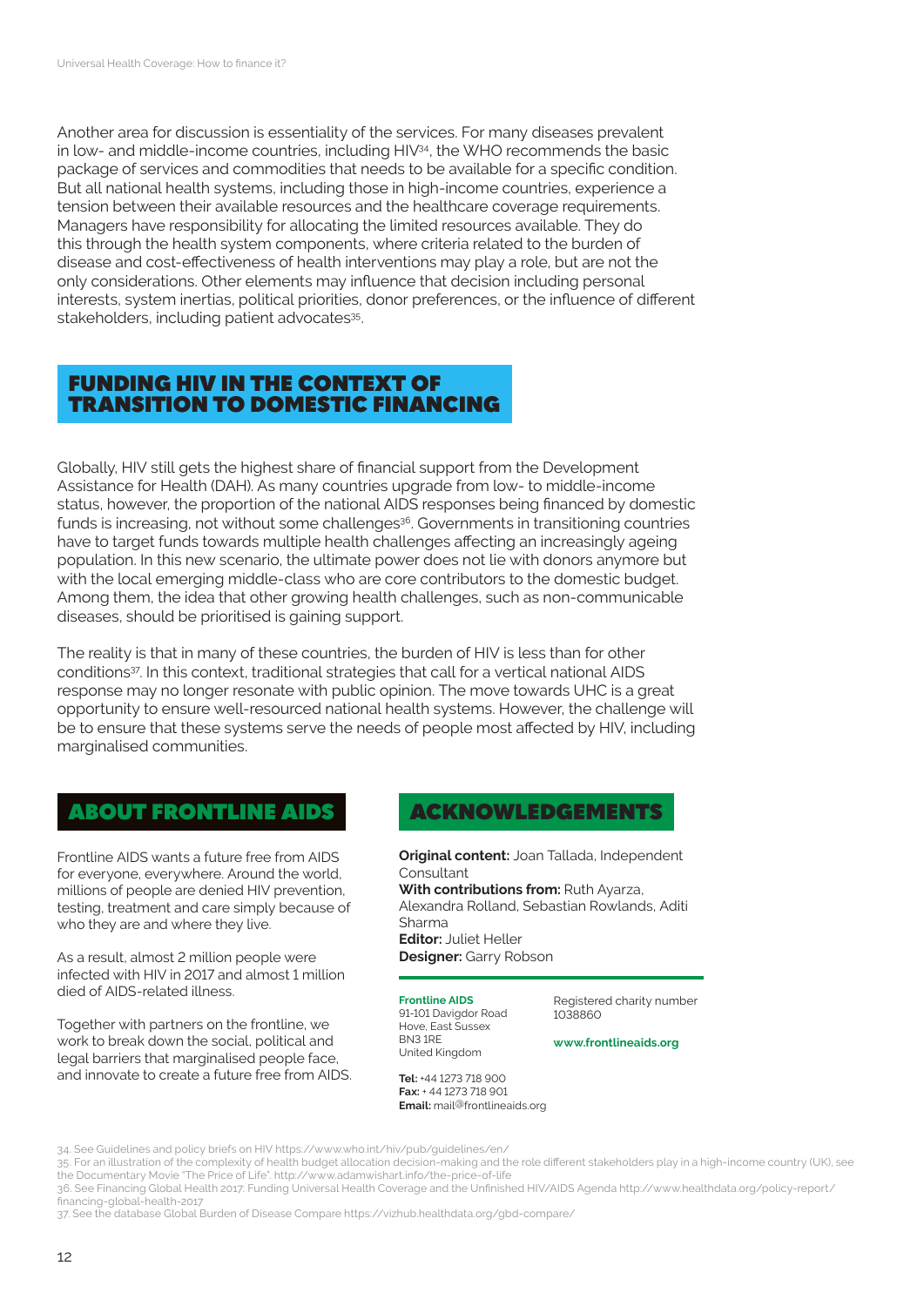Another area for discussion is essentiality of the services. For many diseases prevalent in low- and middle-income countries, including HIV[34], the WHO recommends the basic package of services and commodities that needs to be available for a specific condition. But all national health systems, including those in high-income countries, experience a tension between their available resources and the healthcare coverage requirements. Managers have responsibility for allocating the limited resources available. They do this through the health system components, where criteria related to the burden of disease and cost-effectiveness of health interventions may play a role, but are not the only considerations. Other elements may influence that decision including personal interests, system inertias, political priorities, donor preferences, or the influence of different stakeholders, including patient advocates[35].

## FUNDING HIV IN THE CONTEXT OF TRANSITION TO DOMESTIC FINANCING

Globally, HIV still gets the highest share of financial support from the Development Assistance for Health (DAH). As many countries upgrade from low- to middle-income status, however, the proportion of the national AIDS responses being financed by domestic funds is increasing, not without some challenges[36]. Governments in transitioning countries have to target funds towards multiple health challenges affecting an increasingly ageing population. In this new scenario, the ultimate power does not lie with donors anymore but with the local emerging middle-class who are core contributors to the domestic budget. Among them, the idea that other growing health challenges, such as non-communicable diseases, should be prioritised is gaining support.

The reality is that in many of these countries, the burden of HIV is less than for other conditions[37]. In this context, traditional strategies that call for a vertical national AIDS response may no longer resonate with public opinion. The move towards UHC is a great opportunity to ensure well-resourced national health systems. However, the challenge will be to ensure that these systems serve the needs of people most affected by HIV, including marginalised communities.

## ABOUT FRONTLINE AIDS

Frontline AIDS wants a future free from AIDS for everyone, everywhere. Around the world, millions of people are denied HIV prevention, testing, treatment and care simply because of who they are and where they live.

As a result, almost 2 million people were infected with HIV in 2017 and almost 1 million died of AIDS-related illness.

Together with partners on the frontline, we work to break down the social, political and legal barriers that marginalised people face, and innovate to create a future free from AIDS.

## ACKNOWLEDGEMENTS

**Original content:** Joan Tallada, Independent Consultant
**With contributions from:** Ruth Ayarza, Alexandra Rolland, Sebastian Rowlands, Aditi Sharma
**Editor:** Juliet Heller
**Designer:** Garry Robson

**Frontline AIDS**
91-101 Davigdor Road
Hove, East Sussex
BN3 1RE
United Kingdom

**Tel:** +44 1273 718 900
**Fax:** + 44 1273 718 901
**Email:** mail@frontlineaids.org

Registered charity number 1038860

**www.frontlineaids.org**

34. See Guidelines and policy briefs on HIV https://www.who.int/hiv/pub/guidelines/en/
35. For an illustration of the complexity of health budget allocation decision-making and the role different stakeholders play in a high-income country (UK), see the Documentary Movie "The Price of Life". http://www.adamwishart.info/the-price-of-life
36. See Financing Global Health 2017: Funding Universal Health Coverage and the Unfinished HIV/AIDS Agenda http://www.healthdata.org/policy-report/financing-global-health-2017
37. See the database Global Burden of Disease Compare https://vizhub.healthdata.org/gbd-compare/